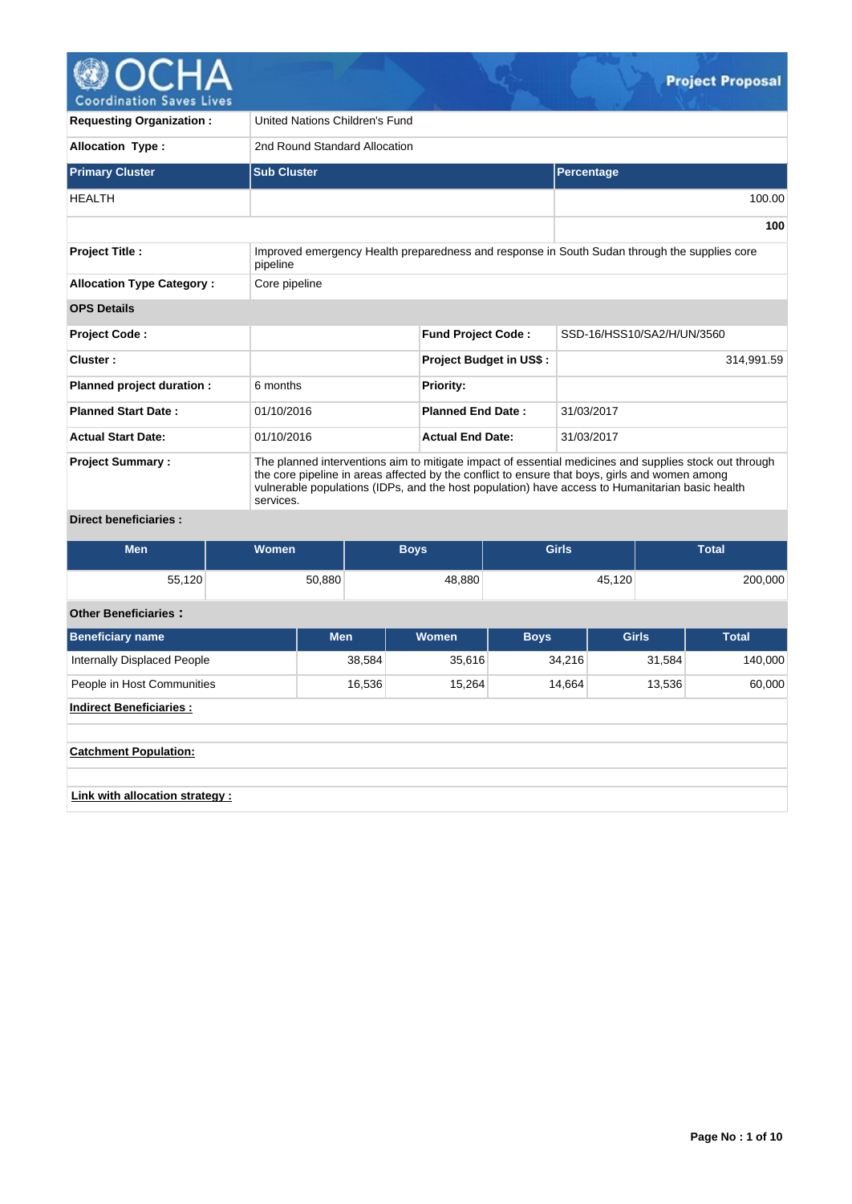# Project Proposal

| | | |
|---|---|---|
| **Requesting Organization :** | United Nations Children's Fund | |
| **Allocation Type :** | 2nd Round Standard Allocation | |
| **Primary Cluster** | **Sub Cluster** | **Percentage** |
| HEALTH | | 100.00 |
| | | **100** |
| **Project Title :** | Improved emergency Health preparedness and response in South Sudan through the supplies core pipeline | |
| **Allocation Type Category :** | Core pipeline | |

**OPS Details**

| | | | |
|---|---|---|---|
| **Project Code :** | | **Fund Project Code :** | SSD-16/HSS10/SA2/H/UN/3560 |
| **Cluster :** | | **Project Budget in US$ :** | 314,991.59 |
| **Planned project duration :** | 6 months | **Priority:** | |
| **Planned Start Date :** | 01/10/2016 | **Planned End Date :** | 31/03/2017 |
| **Actual Start Date:** | 01/10/2016 | **Actual End Date:** | 31/03/2017 |

**Project Summary :** The planned interventions aim to mitigate impact of essential medicines and supplies stock out through the core pipeline in areas affected by the conflict to ensure that boys, girls and women among vulnerable populations (IDPs, and the host population) have access to Humanitarian basic health services.

**Direct beneficiaries :**

| Men | Women | Boys | Girls | Total |
|---|---|---|---|---|
| 55,120 | 50,880 | 48,880 | 45,120 | 200,000 |

**Other Beneficiaries :**

| Beneficiary name | Men | Women | Boys | Girls | Total |
|---|---|---|---|---|---|
| Internally Displaced People | 38,584 | 35,616 | 34,216 | 31,584 | 140,000 |
| People in Host Communities | 16,536 | 15,264 | 14,664 | 13,536 | 60,000 |

**Indirect Beneficiaries :**

**Catchment Population:**

**Link with allocation strategy :**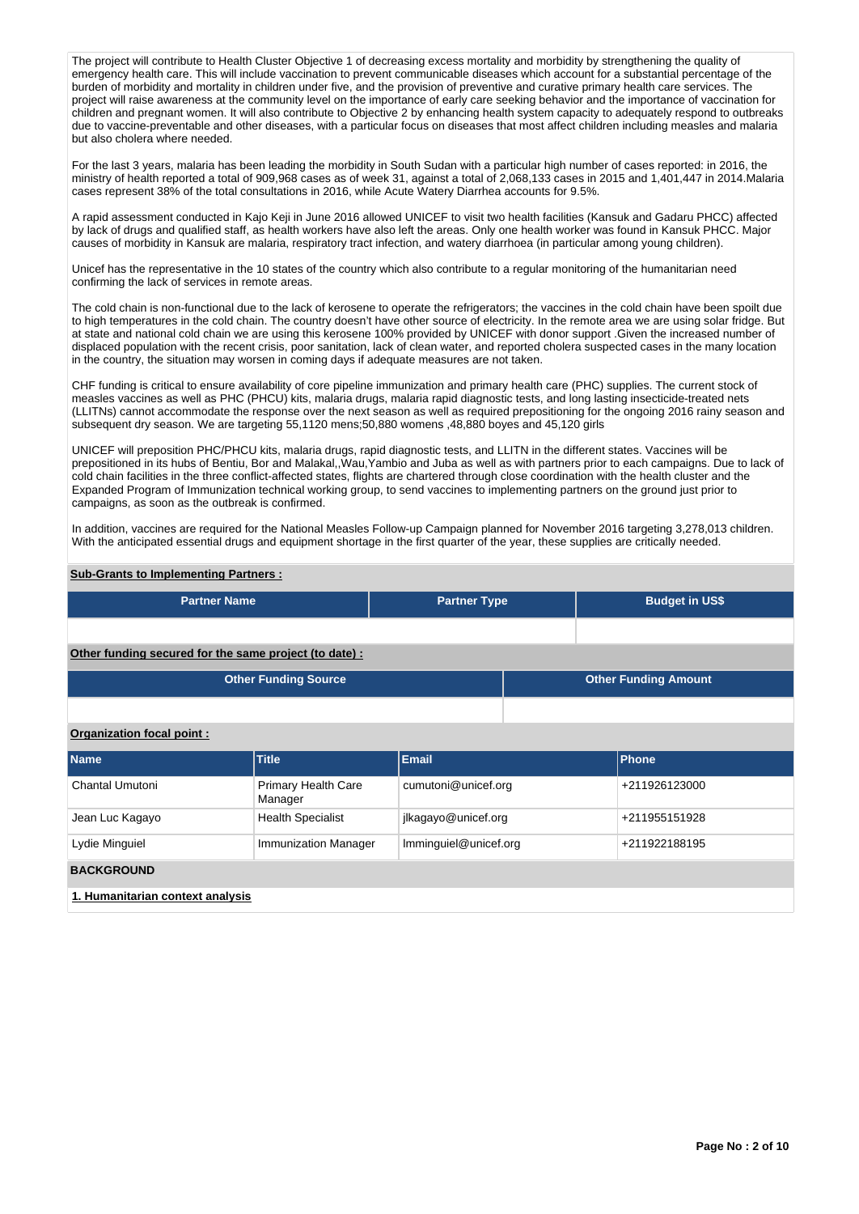The project will contribute to Health Cluster Objective 1 of decreasing excess mortality and morbidity by strengthening the quality of emergency health care. This will include vaccination to prevent communicable diseases which account for a substantial percentage of the burden of morbidity and mortality in children under five, and the provision of preventive and curative primary health care services. The project will raise awareness at the community level on the importance of early care seeking behavior and the importance of vaccination for children and pregnant women. It will also contribute to Objective 2 by enhancing health system capacity to adequately respond to outbreaks due to vaccine-preventable and other diseases, with a particular focus on diseases that most affect children including measles and malaria but also cholera where needed.

For the last 3 years, malaria has been leading the morbidity in South Sudan with a particular high number of cases reported: in 2016, the ministry of health reported a total of 909,968 cases as of week 31, against a total of 2,068,133 cases in 2015 and 1,401,447 in 2014.Malaria cases represent 38% of the total consultations in 2016, while Acute Watery Diarrhea accounts for 9.5%.

A rapid assessment conducted in Kajo Keji in June 2016 allowed UNICEF to visit two health facilities (Kansuk and Gadaru PHCC) affected by lack of drugs and qualified staff, as health workers have also left the areas. Only one health worker was found in Kansuk PHCC. Major causes of morbidity in Kansuk are malaria, respiratory tract infection, and watery diarrhoea (in particular among young children).

Unicef has the representative in the 10 states of the country which also contribute to a regular monitoring of the humanitarian need confirming the lack of services in remote areas.

The cold chain is non-functional due to the lack of kerosene to operate the refrigerators; the vaccines in the cold chain have been spoilt due to high temperatures in the cold chain. The country doesn't have other source of electricity. In the remote area we are using solar fridge. But at state and national cold chain we are using this kerosene 100% provided by UNICEF with donor support .Given the increased number of displaced population with the recent crisis, poor sanitation, lack of clean water, and reported cholera suspected cases in the many location in the country, the situation may worsen in coming days if adequate measures are not taken.

CHF funding is critical to ensure availability of core pipeline immunization and primary health care (PHC) supplies. The current stock of measles vaccines as well as PHC (PHCU) kits, malaria drugs, malaria rapid diagnostic tests, and long lasting insecticide-treated nets (LLITNs) cannot accommodate the response over the next season as well as required prepositioning for the ongoing 2016 rainy season and subsequent dry season. We are targeting 55,1120 mens;50,880 womens ,48,880 boyes and 45,120 girls

UNICEF will preposition PHC/PHCU kits, malaria drugs, rapid diagnostic tests, and LLITN in the different states. Vaccines will be prepositioned in its hubs of Bentiu, Bor and Malakal,,Wau,Yambio and Juba as well as with partners prior to each campaigns. Due to lack of cold chain facilities in the three conflict-affected states, flights are chartered through close coordination with the health cluster and the Expanded Program of Immunization technical working group, to send vaccines to implementing partners on the ground just prior to campaigns, as soon as the outbreak is confirmed.

In addition, vaccines are required for the National Measles Follow-up Campaign planned for November 2016 targeting 3,278,013 children. With the anticipated essential drugs and equipment shortage in the first quarter of the year, these supplies are critically needed.

**Sub-Grants to Implementing Partners :**

| Partner Name | Partner Type | Budget in US$ |
|---|---|---|
| | | |

**Other funding secured for the same project (to date) :**

| Other Funding Source | Other Funding Amount |
|---|---|
| | |

**Organization focal point :**

| Name | Title | Email | Phone |
|---|---|---|---|
| Chantal Umutoni | Primary Health Care Manager | cumutoni@unicef.org | +211926123000 |
| Jean Luc Kagayo | Health Specialist | jlkagayo@unicef.org | +211955151928 |
| Lydie Minguiel | Immunization Manager | lmminguiel@unicef.org | +211922188195 |

**BACKGROUND**

**1. Humanitarian context analysis**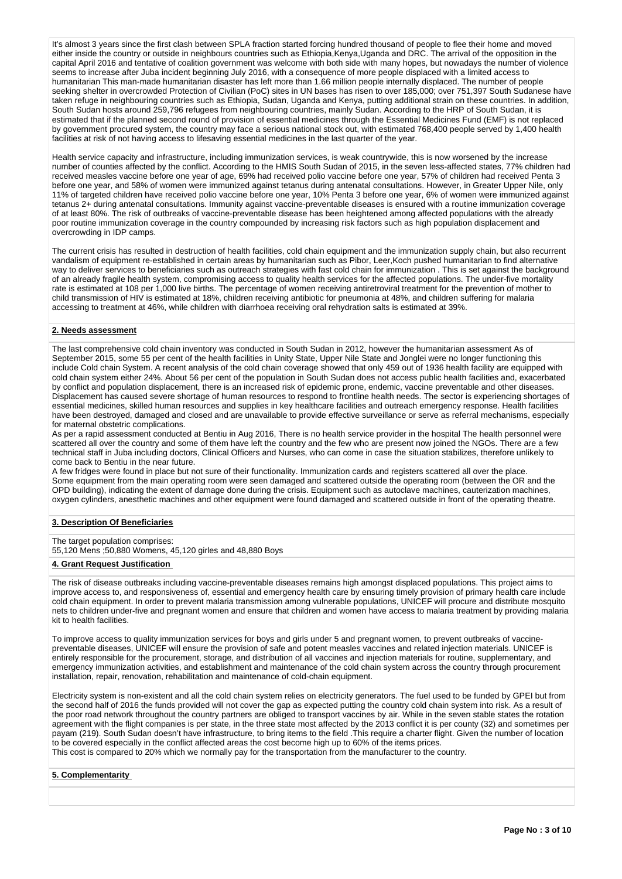It's almost 3 years since the first clash between SPLA fraction started forcing hundred thousand of people to flee their home and moved either inside the country or outside in neighbours countries such as Ethiopia,Kenya,Uganda and DRC. The arrival of the opposition in the capital April 2016 and tentative of coalition government was welcome with both side with many hopes, but nowadays the number of violence seems to increase after Juba incident beginning July 2016, with a consequence of more people displaced with a limited access to humanitarian This man-made humanitarian disaster has left more than 1.66 million people internally displaced. The number of people seeking shelter in overcrowded Protection of Civilian (PoC) sites in UN bases has risen to over 185,000; over 751,397 South Sudanese have taken refuge in neighbouring countries such as Ethiopia, Sudan, Uganda and Kenya, putting additional strain on these countries. In addition, South Sudan hosts around 259,796 refugees from neighbouring countries, mainly Sudan. According to the HRP of South Sudan, it is estimated that if the planned second round of provision of essential medicines through the Essential Medicines Fund (EMF) is not replaced by government procured system, the country may face a serious national stock out, with estimated 768,400 people served by 1,400 health facilities at risk of not having access to lifesaving essential medicines in the last quarter of the year.

Health service capacity and infrastructure, including immunization services, is weak countrywide, this is now worsened by the increase number of counties affected by the conflict. According to the HMIS South Sudan of 2015, in the seven less-affected states, 77% children had received measles vaccine before one year of age, 69% had received polio vaccine before one year, 57% of children had received Penta 3 before one year, and 58% of women were immunized against tetanus during antenatal consultations. However, in Greater Upper Nile, only 11% of targeted children have received polio vaccine before one year, 10% Penta 3 before one year, 6% of women were immunized against tetanus 2+ during antenatal consultations. Immunity against vaccine-preventable diseases is ensured with a routine immunization coverage of at least 80%. The risk of outbreaks of vaccine-preventable disease has been heightened among affected populations with the already poor routine immunization coverage in the country compounded by increasing risk factors such as high population displacement and overcrowding in IDP camps.

The current crisis has resulted in destruction of health facilities, cold chain equipment and the immunization supply chain, but also recurrent vandalism of equipment re-established in certain areas by humanitarian such as Pibor, Leer,Koch pushed humanitarian to find alternative way to deliver services to beneficiaries such as outreach strategies with fast cold chain for immunization . This is set against the background of an already fragile health system, compromising access to quality health services for the affected populations. The under-five mortality rate is estimated at 108 per 1,000 live births. The percentage of women receiving antiretroviral treatment for the prevention of mother to child transmission of HIV is estimated at 18%, children receiving antibiotic for pneumonia at 48%, and children suffering for malaria accessing to treatment at 46%, while children with diarrhoea receiving oral rehydration salts is estimated at 39%.

## 2. Needs assessment

The last comprehensive cold chain inventory was conducted in South Sudan in 2012, however the humanitarian assessment As of September 2015, some 55 per cent of the health facilities in Unity State, Upper Nile State and Jonglei were no longer functioning this include Cold chain System. A recent analysis of the cold chain coverage showed that only 459 out of 1936 health facility are equipped with cold chain system either 24%. About 56 per cent of the population in South Sudan does not access public health facilities and, exacerbated by conflict and population displacement, there is an increased risk of epidemic prone, endemic, vaccine preventable and other diseases. Displacement has caused severe shortage of human resources to respond to frontline health needs. The sector is experiencing shortages of essential medicines, skilled human resources and supplies in key healthcare facilities and outreach emergency response. Health facilities have been destroyed, damaged and closed and are unavailable to provide effective surveillance or serve as referral mechanisms, especially for maternal obstetric complications.

As per a rapid assessment conducted at Bentiu in Aug 2016, There is no health service provider in the hospital The health personnel were scattered all over the country and some of them have left the country and the few who are present now joined the NGOs. There are a few technical staff in Juba including doctors, Clinical Officers and Nurses, who can come in case the situation stabilizes, therefore unlikely to come back to Bentiu in the near future.

A few fridges were found in place but not sure of their functionality. Immunization cards and registers scattered all over the place. Some equipment from the main operating room were seen damaged and scattered outside the operating room (between the OR and the OPD building), indicating the extent of damage done during the crisis. Equipment such as autoclave machines, cauterization machines, oxygen cylinders, anesthetic machines and other equipment were found damaged and scattered outside in front of the operating theatre.

## 3. Description Of Beneficiaries

The target population comprises:
55,120 Mens ;50,880 Womens, 45,120 girles and 48,880 Boys

## 4. Grant Request Justification

The risk of disease outbreaks including vaccine-preventable diseases remains high amongst displaced populations. This project aims to improve access to, and responsiveness of, essential and emergency health care by ensuring timely provision of primary health care include cold chain equipment. In order to prevent malaria transmission among vulnerable populations, UNICEF will procure and distribute mosquito nets to children under-five and pregnant women and ensure that children and women have access to malaria treatment by providing malaria kit to health facilities.

To improve access to quality immunization services for boys and girls under 5 and pregnant women, to prevent outbreaks of vaccine-preventable diseases, UNICEF will ensure the provision of safe and potent measles vaccines and related injection materials. UNICEF is entirely responsible for the procurement, storage, and distribution of all vaccines and injection materials for routine, supplementary, and emergency immunization activities, and establishment and maintenance of the cold chain system across the country through procurement installation, repair, renovation, rehabilitation and maintenance of cold-chain equipment.

Electricity system is non-existent and all the cold chain system relies on electricity generators. The fuel used to be funded by GPEI but from the second half of 2016 the funds provided will not cover the gap as expected putting the country cold chain system into risk. As a result of the poor road network throughout the country partners are obliged to transport vaccines by air. While in the seven stable states the rotation agreement with the flight companies is per state, in the three state most affected by the 2013 conflict it is per county (32) and sometimes per payam (219). South Sudan doesn't have infrastructure, to bring items to the field .This require a charter flight. Given the number of location to be covered especially in the conflict affected areas the cost become high up to 60% of the items prices.
This cost is compared to 20% which we normally pay for the transportation from the manufacturer to the country.

## 5. Complementarity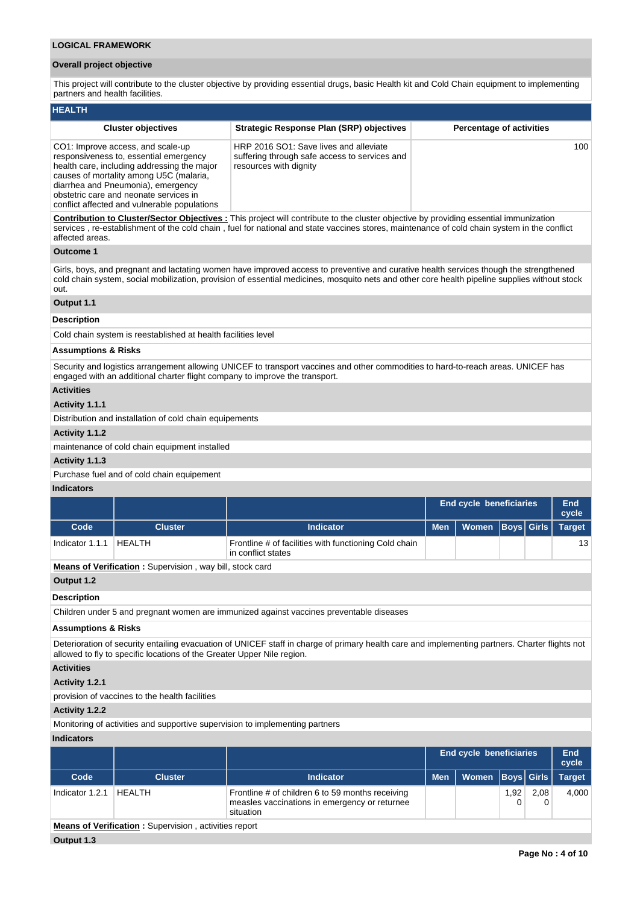## LOGICAL FRAMEWORK

### Overall project objective

This project will contribute to the cluster objective by providing essential drugs, basic Health kit and Cold Chain equipment to implementing partners and health facilities.

### HEALTH

| Cluster objectives | Strategic Response Plan (SRP) objectives | Percentage of activities |
|---|---|---|
| CO1: Improve access, and scale-up responsiveness to, essential emergency health care, including addressing the major causes of mortality among U5C (malaria, diarrhea and Pneumonia), emergency obstetric care and neonate services in conflict affected and vulnerable populations | HRP 2016 SO1: Save lives and alleviate suffering through safe access to services and resources with dignity | 100 |

**Contribution to Cluster/Sector Objectives :** This project will contribute to the cluster objective by providing essential immunization services , re-establishment of the cold chain , fuel for national and state vaccines stores, maintenance of cold chain system in the conflict affected areas.

**Outcome 1**

Girls, boys, and pregnant and lactating women have improved access to preventive and curative health services though the strengthened cold chain system, social mobilization, provision of essential medicines, mosquito nets and other core health pipeline supplies without stock out.

**Output 1.1**

**Description**

Cold chain system is reestablished at health facilities level

**Assumptions & Risks**

Security and logistics arrangement allowing UNICEF to transport vaccines and other commodities to hard-to-reach areas. UNICEF has engaged with an additional charter flight company to improve the transport.

**Activities**

**Activity 1.1.1**

Distribution and installation of cold chain equipements

**Activity 1.1.2**

maintenance of cold chain equipment installed

**Activity 1.1.3**

Purchase fuel and of cold chain equipement

**Indicators**

| | | | End cycle beneficiaries | | | | End cycle |
|---|---|---|---|---|---|---|---|
| Code | Cluster | Indicator | Men | Women | Boys | Girls | Target |
| Indicator 1.1.1 | HEALTH | Frontline # of facilities with functioning Cold chain in conflict states | | | | | 13 |

**Means of Verification :** Supervision , way bill, stock card

**Output 1.2**

**Description**

Children under 5 and pregnant women are immunized against vaccines preventable diseases

**Assumptions & Risks**

Deterioration of security entailing evacuation of UNICEF staff in charge of primary health care and implementing partners. Charter flights not allowed to fly to specific locations of the Greater Upper Nile region.

**Activities**

**Activity 1.2.1**

provision of vaccines to the health facilities

**Activity 1.2.2**

Monitoring of activities and supportive supervision to implementing partners

**Indicators**

| | | | End cycle beneficiaries | | | | End cycle |
|---|---|---|---|---|---|---|---|
| Code | Cluster | Indicator | Men | Women | Boys | Girls | Target |
| Indicator 1.2.1 | HEALTH | Frontline # of children 6 to 59 months receiving measles vaccinations in emergency or returnee situation | | | 1,920 | 2,080 | 4,000 |

**Means of Verification :** Supervision , activities report

**Output 1.3**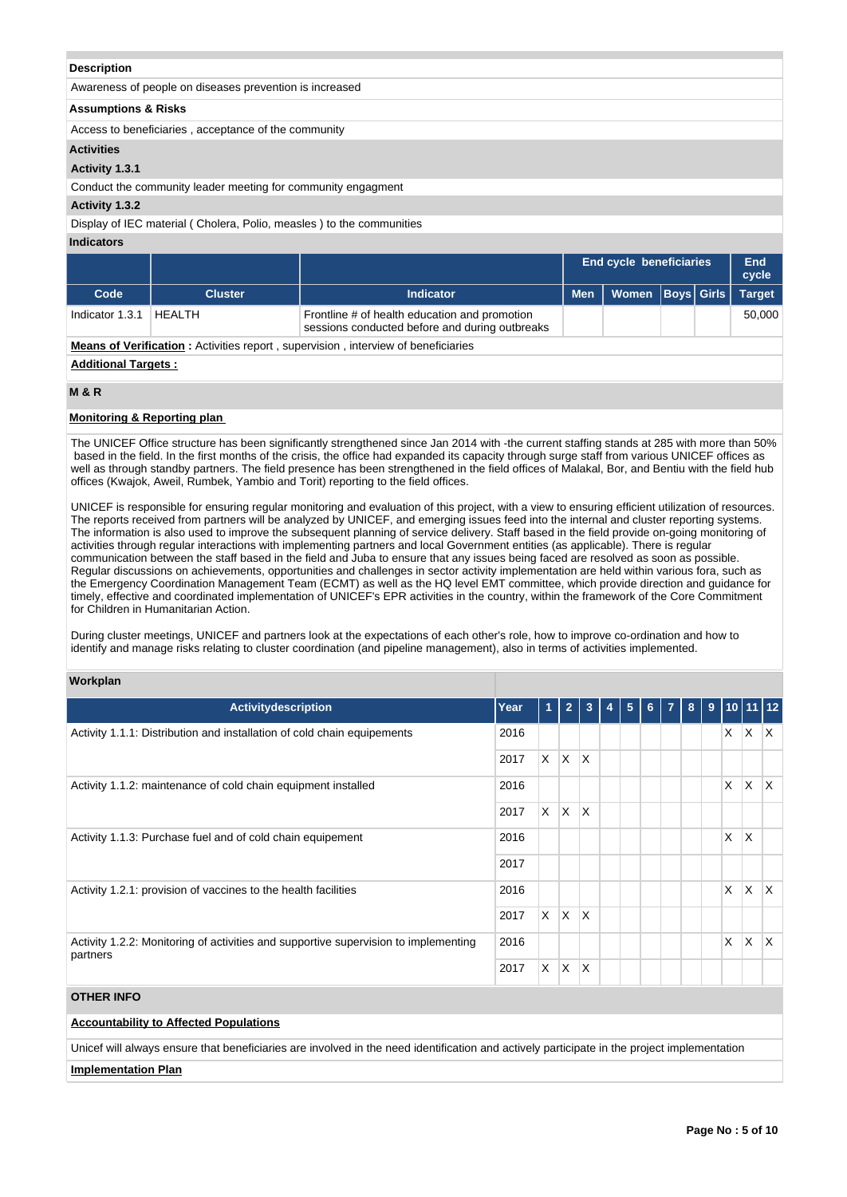**Description**

Awareness of people on diseases prevention is increased

**Assumptions & Risks**

Access to beneficiaries , acceptance of the community

**Activities**

**Activity 1.3.1**

Conduct the community leader meeting for community engagment

**Activity 1.3.2**

Display of IEC material ( Cholera, Polio, measles ) to the communities

**Indicators**

| | | | End cycle beneficiaries | | | | End cycle |
|---|---|---|---|---|---|---|---|
| Code | Cluster | Indicator | Men | Women | Boys | Girls | Target |
| Indicator 1.3.1 | HEALTH | Frontline # of health education and promotion sessions conducted before and during outbreaks | | | | | 50,000 |

**Means of Verification :** Activities report , supervision , interview of beneficiaries

**Additional Targets :**

## M & R

**Monitoring & Reporting plan**

The UNICEF Office structure has been significantly strengthened since Jan 2014 with -the current staffing stands at 285 with more than 50% based in the field. In the first months of the crisis, the office had expanded its capacity through surge staff from various UNICEF offices as well as through standby partners. The field presence has been strengthened in the field offices of Malakal, Bor, and Bentiu with the field hub offices (Kwajok, Aweil, Rumbek, Yambio and Torit) reporting to the field offices.

UNICEF is responsible for ensuring regular monitoring and evaluation of this project, with a view to ensuring efficient utilization of resources. The reports received from partners will be analyzed by UNICEF, and emerging issues feed into the internal and cluster reporting systems. The information is also used to improve the subsequent planning of service delivery. Staff based in the field provide on-going monitoring of activities through regular interactions with implementing partners and local Government entities (as applicable). There is regular communication between the staff based in the field and Juba to ensure that any issues being faced are resolved as soon as possible. Regular discussions on achievements, opportunities and challenges in sector activity implementation are held within various fora, such as the Emergency Coordination Management Team (ECMT) as well as the HQ level EMT committee, which provide direction and guidance for timely, effective and coordinated implementation of UNICEF's EPR activities in the country, within the framework of the Core Commitment for Children in Humanitarian Action.

During cluster meetings, UNICEF and partners look at the expectations of each other's role, how to improve co-ordination and how to identify and manage risks relating to cluster coordination (and pipeline management), also in terms of activities implemented.

**Workplan**

| Activitydescription | Year | 1 | 2 | 3 | 4 | 5 | 6 | 7 | 8 | 9 | 10 | 11 | 12 |
|---|---|---|---|---|---|---|---|---|---|---|---|---|---|
| Activity 1.1.1: Distribution and installation of cold chain equipements | 2016 | | | | | | | | | | X | X | X |
| | 2017 | X | X | X | | | | | | | | | |
| Activity 1.1.2: maintenance of cold chain equipment installed | 2016 | | | | | | | | | | X | X | X |
| | 2017 | X | X | X | | | | | | | | | |
| Activity 1.1.3: Purchase fuel and of cold chain equipement | 2016 | | | | | | | | | | X | X | |
| | 2017 | | | | | | | | | | | | |
| Activity 1.2.1: provision of vaccines to the health facilities | 2016 | | | | | | | | | | X | X | X |
| | 2017 | X | X | X | | | | | | | | | |
| Activity 1.2.2: Monitoring of activities and supportive supervision to implementing partners | 2016 | | | | | | | | | | X | X | X |
| | 2017 | X | X | X | | | | | | | | | |

## OTHER INFO

**Accountability to Affected Populations**

Unicef will always ensure that beneficiaries are involved in the need identification and actively participate in the project implementation

**Implementation Plan**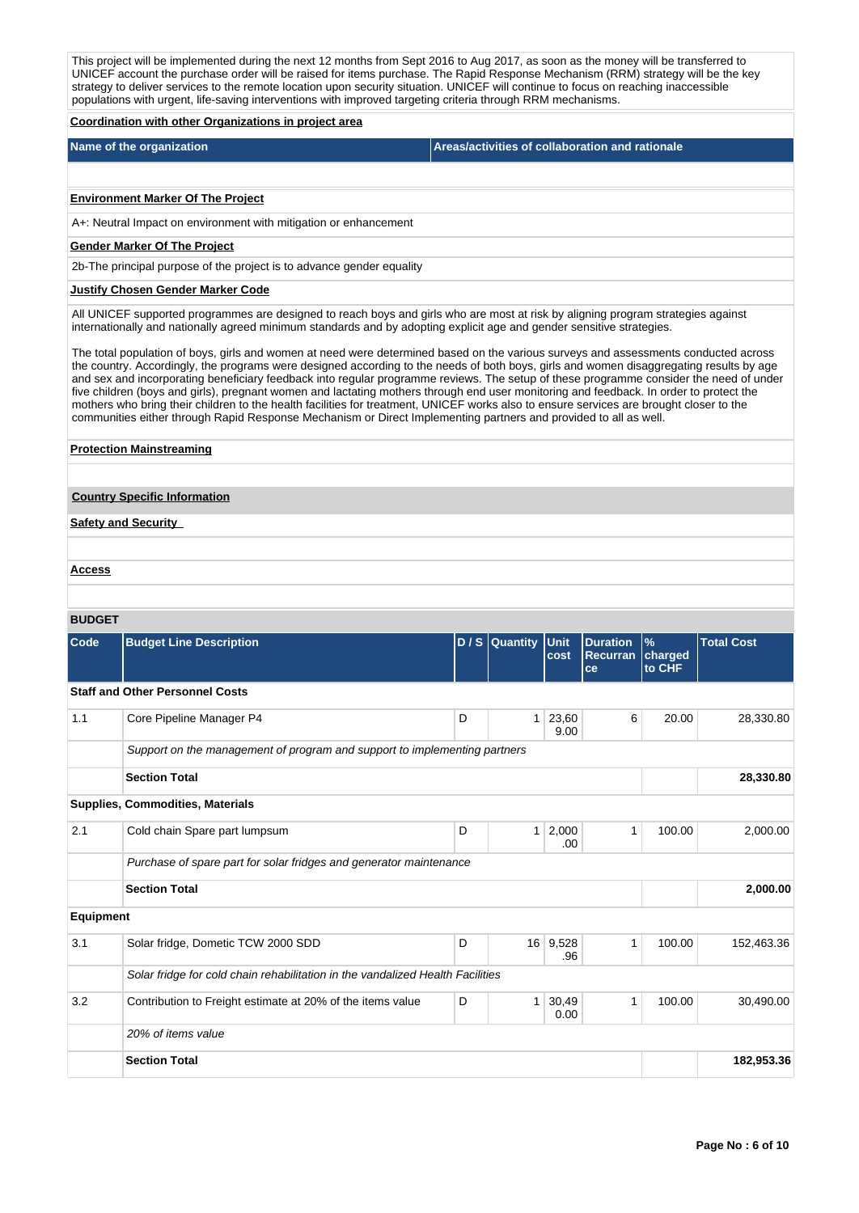This project will be implemented during the next 12 months from Sept 2016 to Aug 2017, as soon as the money will be transferred to UNICEF account the purchase order will be raised for items purchase. The Rapid Response Mechanism (RRM) strategy will be the key strategy to deliver services to the remote location upon security situation. UNICEF will continue to focus on reaching inaccessible populations with urgent, life-saving interventions with improved targeting criteria through RRM mechanisms.

**Coordination with other Organizations in project area**

| Name of the organization | Areas/activities of collaboration and rationale |
|---|---|
| | |

**Environment Marker Of The Project**

A+: Neutral Impact on environment with mitigation or enhancement

**Gender Marker Of The Project**

2b-The principal purpose of the project is to advance gender equality

**Justify Chosen Gender Marker Code**

All UNICEF supported programmes are designed to reach boys and girls who are most at risk by aligning program strategies against internationally and nationally agreed minimum standards and by adopting explicit age and gender sensitive strategies.

The total population of boys, girls and women at need were determined based on the various surveys and assessments conducted across the country. Accordingly, the programs were designed according to the needs of both boys, girls and women disaggregating results by age and sex and incorporating beneficiary feedback into regular programme reviews. The setup of these programme consider the need of under five children (boys and girls), pregnant women and lactating mothers through end user monitoring and feedback. In order to protect the mothers who bring their children to the health facilities for treatment, UNICEF works also to ensure services are brought closer to the communities either through Rapid Response Mechanism or Direct Implementing partners and provided to all as well.

**Protection Mainstreaming**

**Country Specific Information**

**Safety and Security**

**Access**

**BUDGET**

| Code | Budget Line Description | D / S | Quantity | Unit cost | Duration Recurrance | % charged to CHF | Total Cost |
|---|---|---|---|---|---|---|---|
| **Staff and Other Personnel Costs** | | | | | | | |
| 1.1 | Core Pipeline Manager P4 | D | 1 | 23,609.00 | 6 | 20.00 | 28,330.80 |
| | *Support on the management of program and support to implementing partners* | | | | | | |
| | **Section Total** | | | | | | **28,330.80** |
| **Supplies, Commodities, Materials** | | | | | | | |
| 2.1 | Cold chain Spare part lumpsum | D | 1 | 2,000.00 | 1 | 100.00 | 2,000.00 |
| | *Purchase of spare part for solar fridges and generator maintenance* | | | | | | |
| | **Section Total** | | | | | | **2,000.00** |
| **Equipment** | | | | | | | |
| 3.1 | Solar fridge, Dometic TCW 2000 SDD | D | 16 | 9,528.96 | 1 | 100.00 | 152,463.36 |
| | *Solar fridge for cold chain rehabilitation in the vandalized Health Facilities* | | | | | | |
| 3.2 | Contribution to Freight estimate at 20% of the items value | D | 1 | 30,490.00 | 1 | 100.00 | 30,490.00 |
| | *20% of items value* | | | | | | |
| | **Section Total** | | | | | | **182,953.36** |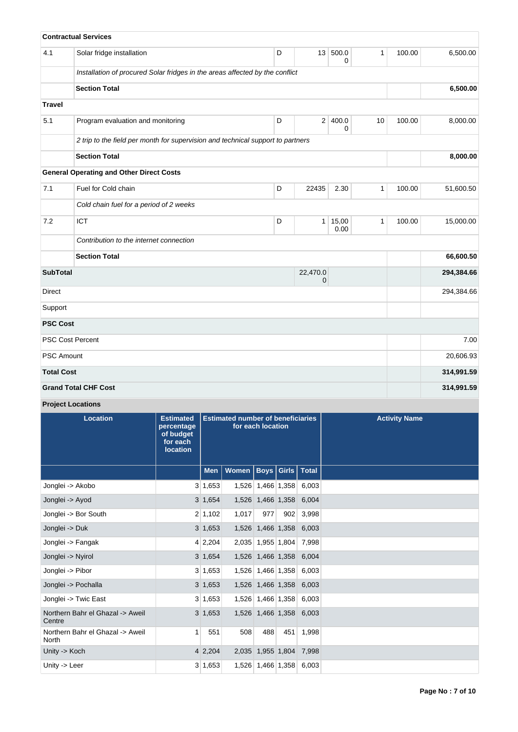| | | | | | | | |
|---|---|---|---|---|---|---|---|
| **Contractual Services** | | | | | | | |
| 4.1 | Solar fridge installation | D | 13 | 500.00 | 1 | 100.00 | 6,500.00 |
| | *Installation of procured Solar fridges in the areas affected by the conflict* | | | | | | |
| | **Section Total** | | | | | | **6,500.00** |
| **Travel** | | | | | | | |
| 5.1 | Program evaluation and monitoring | D | 2 | 400.00 | 10 | 100.00 | 8,000.00 |
| | *2 trip to the field per month for supervision and technical support to partners* | | | | | | |
| | **Section Total** | | | | | | **8,000.00** |
| **General Operating and Other Direct Costs** | | | | | | | |
| 7.1 | Fuel for Cold chain | D | 22435 | 2.30 | 1 | 100.00 | 51,600.50 |
| | *Cold chain fuel for a period of 2 weeks* | | | | | | |
| 7.2 | ICT | D | 1 | 15,000.00 | 1 | 100.00 | 15,000.00 |
| | *Contribution to the internet connection* | | | | | | |
| | **Section Total** | | | | | | **66,600.50** |
| **SubTotal** | | | 22,470.00 | | | | **294,384.66** |
| Direct | | | | | | | 294,384.66 |
| Support | | | | | | | |
| **PSC Cost** | | | | | | | |
| PSC Cost Percent | | | | | | | 7.00 |
| PSC Amount | | | | | | | 20,606.93 |
| **Total Cost** | | | | | | | **314,991.59** |
| **Grand Total CHF Cost** | | | | | | | **314,991.59** |

**Project Locations**

| Location | Estimated percentage of budget for each location | Estimated number of beneficiaries for each location | | | | | Activity Name |
|---|---|---|---|---|---|---|---|
| | | Men | Women | Boys | Girls | Total | |
| Jonglei -> Akobo | 3 | 1,653 | 1,526 | 1,466 | 1,358 | 6,003 | |
| Jonglei -> Ayod | 3 | 1,654 | 1,526 | 1,466 | 1,358 | 6,004 | |
| Jonglei -> Bor South | 2 | 1,102 | 1,017 | 977 | 902 | 3,998 | |
| Jonglei -> Duk | 3 | 1,653 | 1,526 | 1,466 | 1,358 | 6,003 | |
| Jonglei -> Fangak | 4 | 2,204 | 2,035 | 1,955 | 1,804 | 7,998 | |
| Jonglei -> Nyirol | 3 | 1,654 | 1,526 | 1,466 | 1,358 | 6,004 | |
| Jonglei -> Pibor | 3 | 1,653 | 1,526 | 1,466 | 1,358 | 6,003 | |
| Jonglei -> Pochalla | 3 | 1,653 | 1,526 | 1,466 | 1,358 | 6,003 | |
| Jonglei -> Twic East | 3 | 1,653 | 1,526 | 1,466 | 1,358 | 6,003 | |
| Northern Bahr el Ghazal -> Aweil Centre | 3 | 1,653 | 1,526 | 1,466 | 1,358 | 6,003 | |
| Northern Bahr el Ghazal -> Aweil North | 1 | 551 | 508 | 488 | 451 | 1,998 | |
| Unity -> Koch | 4 | 2,204 | 2,035 | 1,955 | 1,804 | 7,998 | |
| Unity -> Leer | 3 | 1,653 | 1,526 | 1,466 | 1,358 | 6,003 | |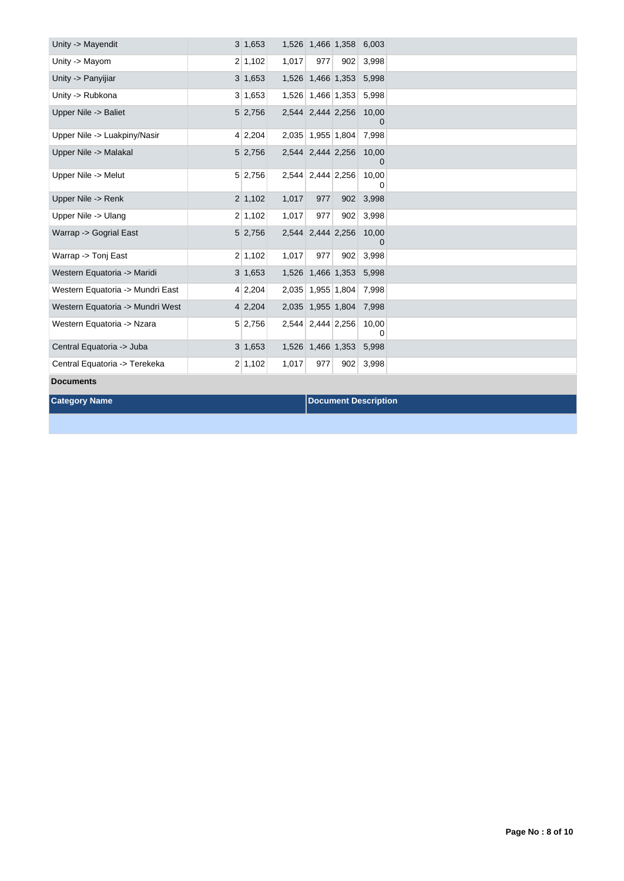| | | | | | | | |
|---|---|---|---|---|---|---|---|
| Unity -> Mayendit | 3 | 1,653 | 1,526 | 1,466 | 1,358 | 6,003 | |
| Unity -> Mayom | 2 | 1,102 | 1,017 | 977 | 902 | 3,998 | |
| Unity -> Panyijiar | 3 | 1,653 | 1,526 | 1,466 | 1,353 | 5,998 | |
| Unity -> Rubkona | 3 | 1,653 | 1,526 | 1,466 | 1,353 | 5,998 | |
| Upper Nile -> Baliet | 5 | 2,756 | 2,544 | 2,444 | 2,256 | 10,000 | |
| Upper Nile -> Luakpiny/Nasir | 4 | 2,204 | 2,035 | 1,955 | 1,804 | 7,998 | |
| Upper Nile -> Malakal | 5 | 2,756 | 2,544 | 2,444 | 2,256 | 10,000 | |
| Upper Nile -> Melut | 5 | 2,756 | 2,544 | 2,444 | 2,256 | 10,000 | |
| Upper Nile -> Renk | 2 | 1,102 | 1,017 | 977 | 902 | 3,998 | |
| Upper Nile -> Ulang | 2 | 1,102 | 1,017 | 977 | 902 | 3,998 | |
| Warrap -> Gogrial East | 5 | 2,756 | 2,544 | 2,444 | 2,256 | 10,000 | |
| Warrap -> Tonj East | 2 | 1,102 | 1,017 | 977 | 902 | 3,998 | |
| Western Equatoria -> Maridi | 3 | 1,653 | 1,526 | 1,466 | 1,353 | 5,998 | |
| Western Equatoria -> Mundri East | 4 | 2,204 | 2,035 | 1,955 | 1,804 | 7,998 | |
| Western Equatoria -> Mundri West | 4 | 2,204 | 2,035 | 1,955 | 1,804 | 7,998 | |
| Western Equatoria -> Nzara | 5 | 2,756 | 2,544 | 2,444 | 2,256 | 10,000 | |
| Central Equatoria -> Juba | 3 | 1,653 | 1,526 | 1,466 | 1,353 | 5,998 | |
| Central Equatoria -> Terekeka | 2 | 1,102 | 1,017 | 977 | 902 | 3,998 | |

**Documents**

| Category Name | Document Description |
|---|---|
| | |